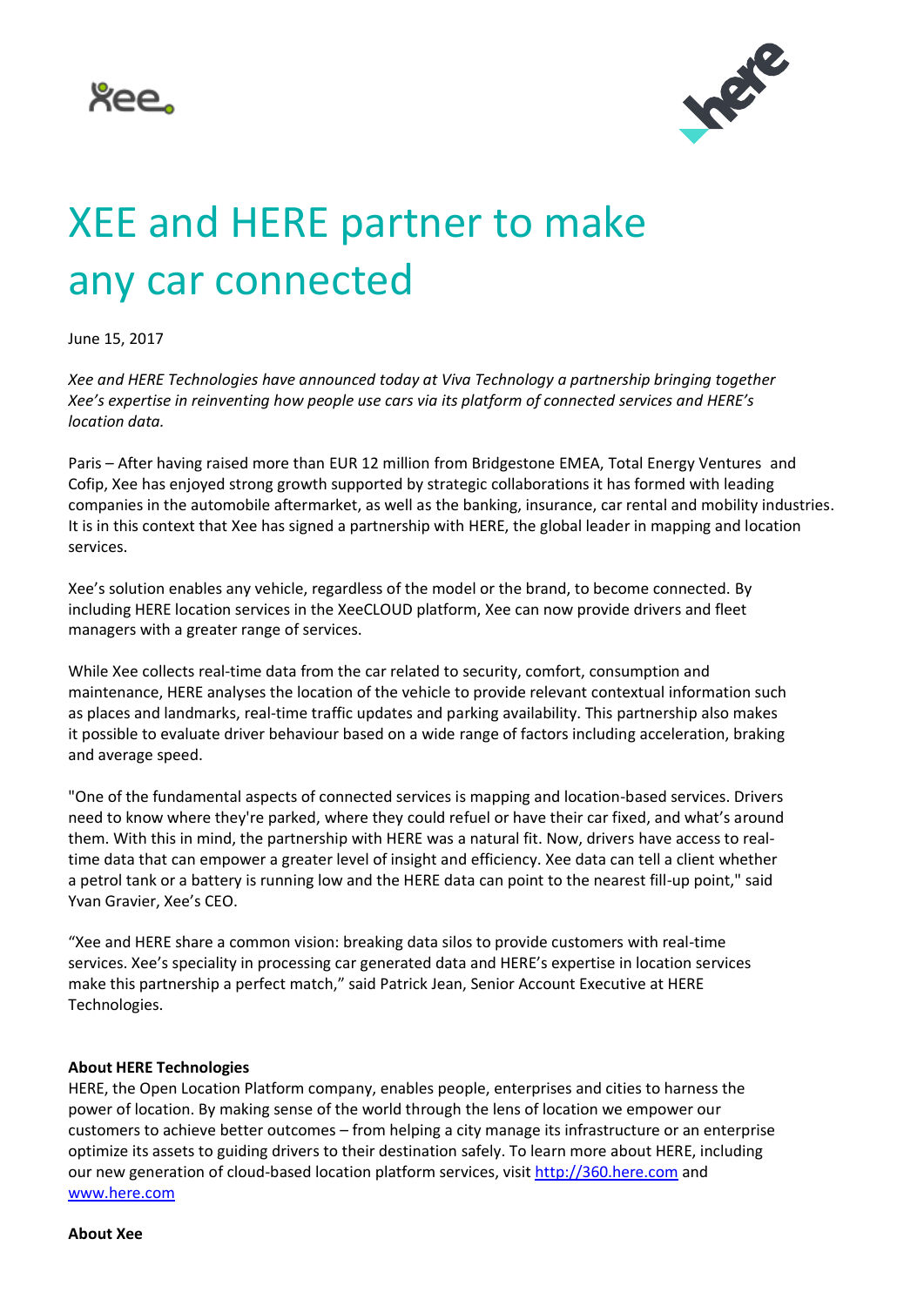# XEE and HERE partner to make any car connected

June 15, 2017

*Xee and HERE Technologies have announced today at Viva Technology a partnership bringing together Xee's expertise in reinventing how people use cars via its platform of connected services and HERE's location data.*

Paris – After having raised more than EUR 12 million from Bridgestone EMEA, Total Energy Ventures and Cofip, Xee has enjoyed strong growth supported by strategic collaborations it has formed with leading companies in the automobile aftermarket, as well as the banking, insurance, car rental and mobility industries. It is in this context that Xee has signed a partnership with HERE, the global leader in mapping and location services.

Xee's solution enables any vehicle, regardless of the model or the brand, to become connected. By including HERE location services in the XeeCLOUD platform, Xee can now provide drivers and fleet managers with a greater range of services.

While Xee collects real-time data from the car related to security, comfort, consumption and maintenance, HERE analyses the location of the vehicle to provide relevant contextual information such as places and landmarks, real-time traffic updates and parking availability. This partnership also makes it possible to evaluate driver behaviour based on a wide range of factors including acceleration, braking and average speed.

"One of the fundamental aspects of connected services is mapping and location-based services. Drivers need to know where they're parked, where they could refuel or have their car fixed, and what's around them. With this in mind, the partnership with HERE was a natural fit. Now, drivers have access to real-time data that can empower a greater level of insight and efficiency. Xee data can tell a client whether a petrol tank or a battery is running low and the HERE data can point to the nearest fill-up point," said Yvan Gravier, Xee's CEO.

"Xee and HERE share a common vision: breaking data silos to provide customers with real-time services. Xee's speciality in processing car generated data and HERE's expertise in location services make this partnership a perfect match," said Patrick Jean, Senior Account Executive at HERE Technologies.

**About HERE Technologies**

HERE, the Open Location Platform company, enables people, enterprises and cities to harness the power of location. By making sense of the world through the lens of location we empower our customers to achieve better outcomes – from helping a city manage its infrastructure or an enterprise optimize its assets to guiding drivers to their destination safely. To learn more about HERE, including our new generation of cloud-based location platform services, visit http://360.here.com and www.here.com

**About Xee**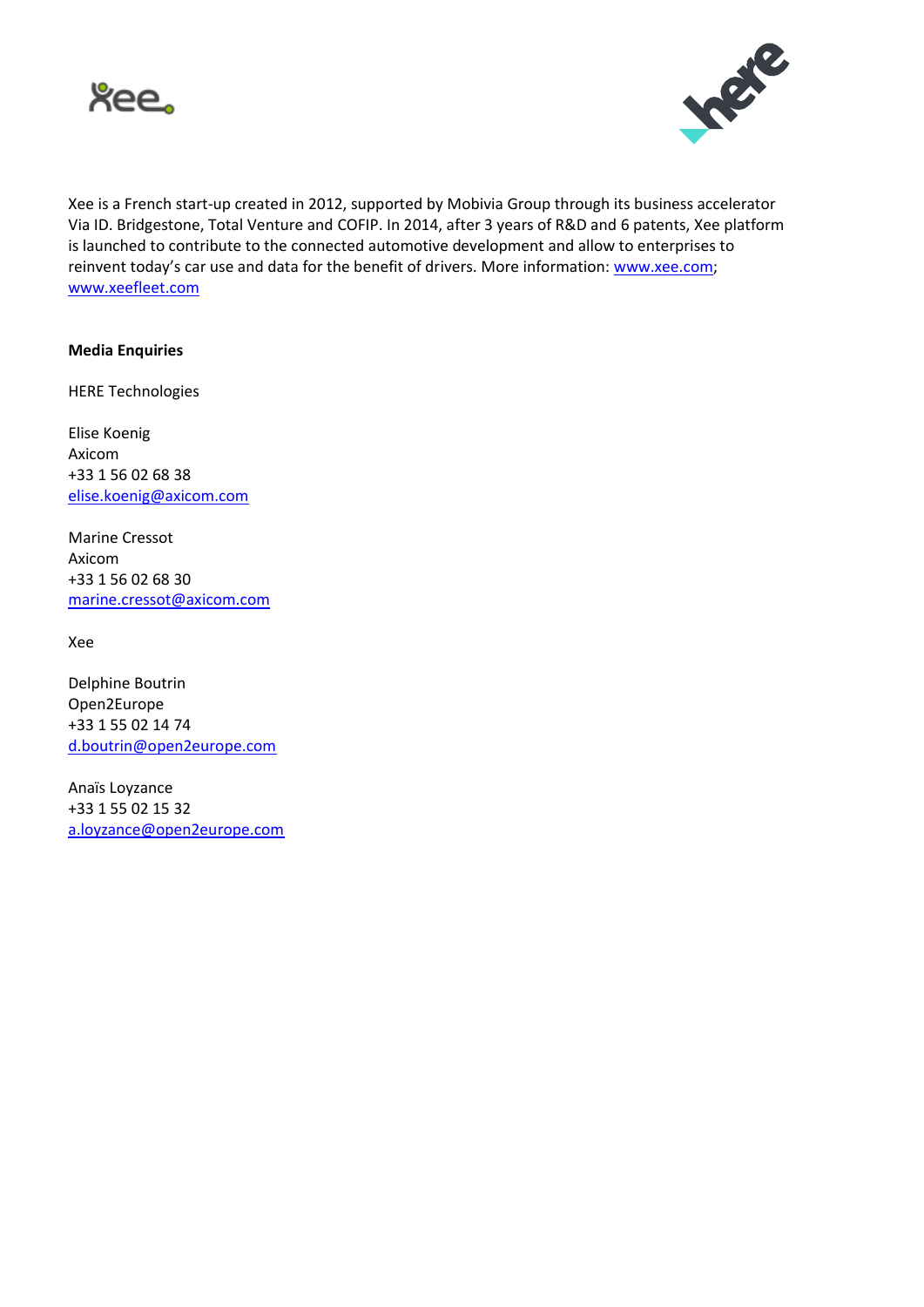Xee is a French start-up created in 2012, supported by Mobivia Group through its business accelerator Via ID. Bridgestone, Total Venture and COFIP. In 2014, after 3 years of R&D and 6 patents, Xee platform is launched to contribute to the connected automotive development and allow to enterprises to reinvent today's car use and data for the benefit of drivers. More information: www.xee.com; www.xeefleet.com

**Media Enquiries**

HERE Technologies

Elise Koenig
Axicom
+33 1 56 02 68 38
elise.koenig@axicom.com

Marine Cressot
Axicom
+33 1 56 02 68 30
marine.cressot@axicom.com

Xee

Delphine Boutrin
Open2Europe
+33 1 55 02 14 74
d.boutrin@open2europe.com

Anaïs Loyzance
+33 1 55 02 15 32
a.loyzance@open2europe.com